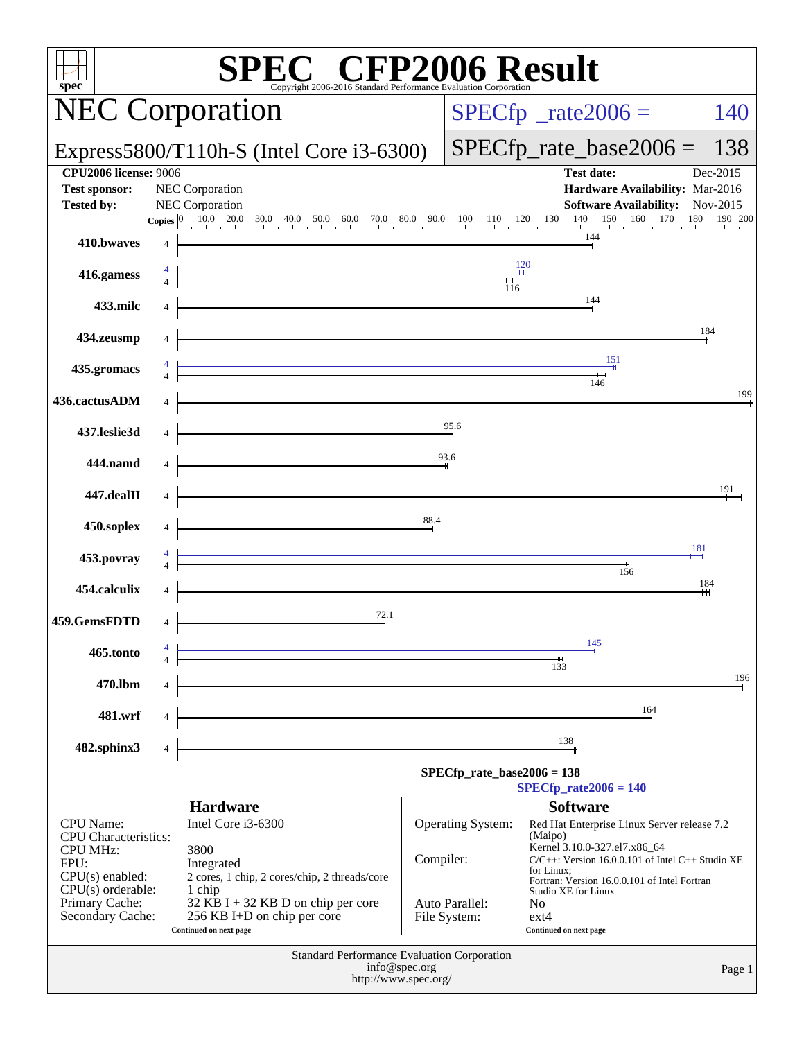# SPEC CFP2006 Result

Copyright 2006-2016 Standard Performance Evaluation Corporation

## NEC Corporation

Express5800/T110h-S (Intel Core i3-6300)

SPECfp_rate2006 = 140

SPECfp_rate_base2006 = 138

| | | | |
|---|---|---|---|
| **CPU2006 license:** 9006 | | **Test date:** | Dec-2015 |
| **Test sponsor:** | NEC Corporation | **Hardware Availability:** | Mar-2016 |
| **Tested by:** | NEC Corporation | **Software Availability:** | Nov-2015 |

Copies 0 10.0 20.0 30.0 40.0 50.0 60.0 70.0 80.0 90.0 100 110 120 130 140 150 160 170 180 190 200

410.bwaves 4 144

416.gamess 4 120
4 116

433.milc 4 144

434.zeusmp 4 184

435.gromacs 4 151
4 146

436.cactusADM 4 199

437.leslie3d 4 95.6

444.namd 4 93.6

447.dealII 4 191

450.soplex 4 88.4

453.povray 4 181
4 156

454.calculix 4 184

459.GemsFDTD 4 72.1

465.tonto 4 145
4 133

470.lbm 4 196

481.wrf 4 164

482.sphinx3 4 138

SPECfp_rate_base2006 = 138

SPECfp_rate2006 = 140

### Hardware

| | |
|---|---|
| CPU Name: | Intel Core i3-6300 |
| CPU Characteristics: | |
| CPU MHz: | 3800 |
| FPU: | Integrated |
| CPU(s) enabled: | 2 cores, 1 chip, 2 cores/chip, 2 threads/core |
| CPU(s) orderable: | 1 chip |
| Primary Cache: | 32 KB I + 32 KB D on chip per core |
| Secondary Cache: | 256 KB I+D on chip per core |

Continued on next page

### Software

| | |
|---|---|
| Operating System: | Red Hat Enterprise Linux Server release 7.2 (Maipo) Kernel 3.10.0-327.el7.x86_64 |
| Compiler: | C/C++: Version 16.0.0.101 of Intel C++ Studio XE for Linux; Fortran: Version 16.0.0.101 of Intel Fortran Studio XE for Linux |
| Auto Parallel: | No |
| File System: | ext4 |

Continued on next page

Standard Performance Evaluation Corporation
info@spec.org
http://www.spec.org/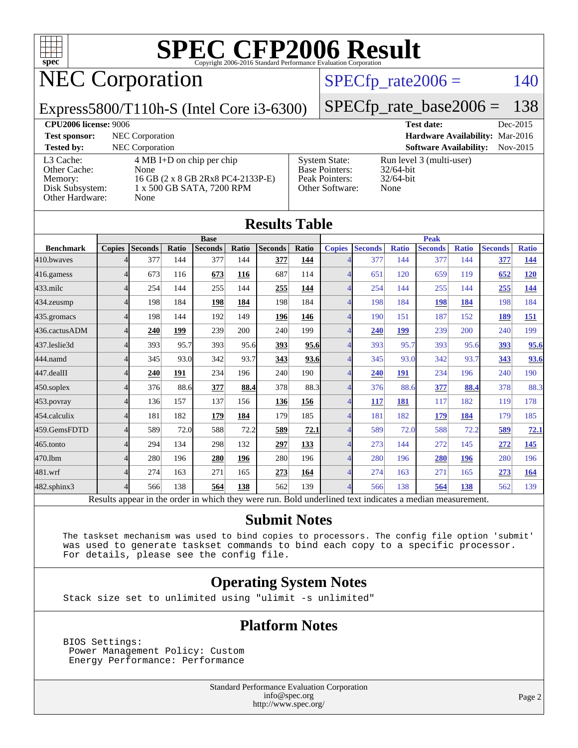# SPEC CFP2006 Result

Copyright 2006-2016 Standard Performance Evaluation Corporation

## NEC Corporation

Express5800/T110h-S (Intel Core i3-6300)

SPECfp_rate2006 = 140

SPECfp_rate_base2006 = 138

| | | | |
|---|---|---|---|
| **CPU2006 license:** 9006 | | **Test date:** | Dec-2015 |
| **Test sponsor:** | NEC Corporation | **Hardware Availability:** | Mar-2016 |
| **Tested by:** | NEC Corporation | **Software Availability:** | Nov-2015 |

| | |
|---|---|
| L3 Cache: | 4 MB I+D on chip per chip |
| Other Cache: | None |
| Memory: | 16 GB (2 x 8 GB 2Rx8 PC4-2133P-E) |
| Disk Subsystem: | 1 x 500 GB SATA, 7200 RPM |
| Other Hardware: | None |

| | |
|---|---|
| System State: | Run level 3 (multi-user) |
| Base Pointers: | 32/64-bit |
| Peak Pointers: | 32/64-bit |
| Other Software: | None |

## Results Table

| | Base | | | | | | | Peak | | | | | | |
|---|---|---|---|---|---|---|---|---|---|---|---|---|---|---|
| **Benchmark** | **Copies** | **Seconds** | **Ratio** | **Seconds** | **Ratio** | **Seconds** | **Ratio** | **Copies** | **Seconds** | **Ratio** | **Seconds** | **Ratio** | **Seconds** | **Ratio** |
| 410.bwaves | 4 | 377 | 144 | 377 | 144 | **377** | **144** | 4 | 377 | 144 | 377 | 144 | **377** | **144** |
| 416.gamess | 4 | 673 | 116 | **673** | **116** | 687 | 114 | 4 | 651 | 120 | 659 | 119 | **652** | **120** |
| 433.milc | 4 | 254 | 144 | 255 | 144 | **255** | **144** | 4 | 254 | 144 | 255 | 144 | **255** | **144** |
| 434.zeusmp | 4 | 198 | 184 | **198** | **184** | 198 | 184 | 4 | 198 | 184 | **198** | **184** | 198 | 184 |
| 435.gromacs | 4 | 198 | 144 | 192 | 149 | **196** | **146** | 4 | 190 | 151 | 187 | 152 | **189** | **151** |
| 436.cactusADM | 4 | **240** | **199** | 239 | 200 | 240 | 199 | 4 | **240** | **199** | 239 | 200 | 240 | 199 |
| 437.leslie3d | 4 | 393 | 95.7 | 393 | 95.6 | **393** | **95.6** | 4 | 393 | 95.7 | 393 | 95.6 | **393** | **95.6** |
| 444.namd | 4 | 345 | 93.0 | 342 | 93.7 | **343** | **93.6** | 4 | 345 | 93.0 | 342 | 93.7 | **343** | **93.6** |
| 447.dealII | 4 | **240** | **191** | 234 | 196 | 240 | 190 | 4 | **240** | **191** | 234 | 196 | 240 | 190 |
| 450.soplex | 4 | 376 | 88.6 | **377** | **88.4** | 378 | 88.3 | 4 | 376 | 88.6 | **377** | **88.4** | 378 | 88.3 |
| 453.povray | 4 | 136 | 157 | 137 | 156 | **136** | **156** | 4 | **117** | **181** | 117 | 182 | 119 | 178 |
| 454.calculix | 4 | 181 | 182 | **179** | **184** | 179 | 185 | 4 | 181 | 182 | **179** | **184** | 179 | 185 |
| 459.GemsFDTD | 4 | 589 | 72.0 | 588 | 72.2 | **589** | **72.1** | 4 | 589 | 72.0 | 588 | 72.2 | **589** | **72.1** |
| 465.tonto | 4 | 294 | 134 | 298 | 132 | **297** | **133** | 4 | 273 | 144 | 272 | 145 | **272** | **145** |
| 470.lbm | 4 | 280 | 196 | **280** | **196** | 280 | 196 | 4 | 280 | 196 | **280** | **196** | 280 | 196 |
| 481.wrf | 4 | 274 | 163 | 271 | 165 | **273** | **164** | 4 | 274 | 163 | 271 | 165 | **273** | **164** |
| 482.sphinx3 | 4 | 566 | 138 | **564** | **138** | 562 | 139 | 4 | 566 | 138 | **564** | **138** | 562 | 139 |

Results appear in the order in which they were run. Bold underlined text indicates a median measurement.

## Submit Notes

```
The taskset mechanism was used to bind copies to processors. The config file option 'submit'
was used to generate taskset commands to bind each copy to a specific processor.
For details, please see the config file.
```

## Operating System Notes

```
Stack size set to unlimited using "ulimit -s unlimited"
```

## Platform Notes

```
BIOS Settings:
 Power Management Policy: Custom
 Energy Performance: Performance
```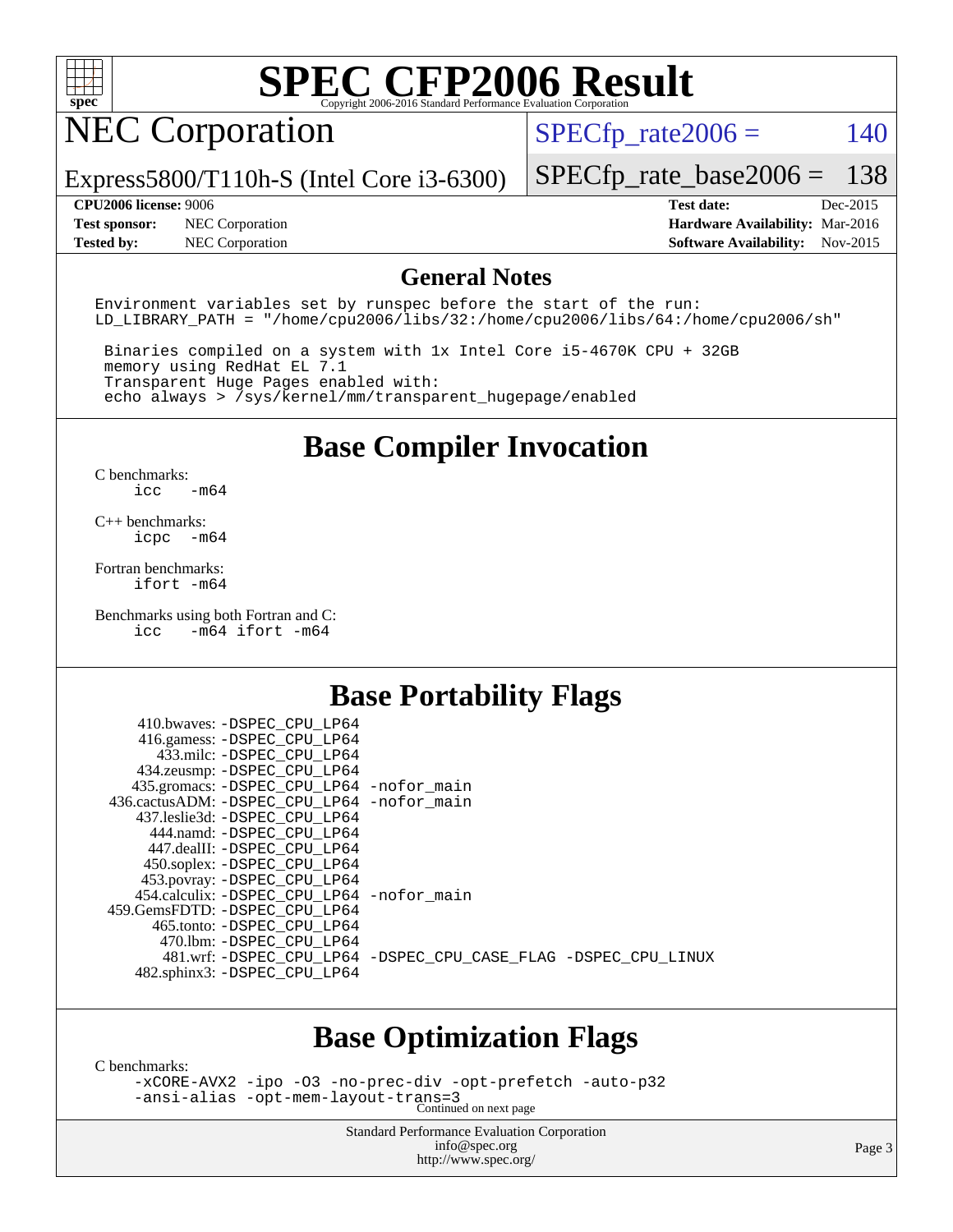# SPEC CFP2006 Result

Copyright 2006-2016 Standard Performance Evaluation Corporation

## NEC Corporation

Express5800/T110h-S (Intel Core i3-6300)

SPECfp_rate2006 = 140

SPECfp_rate_base2006 = 138

**CPU2006 license:** 9006
**Test sponsor:** NEC Corporation
**Tested by:** NEC Corporation

**Test date:** Dec-2015
**Hardware Availability:** Mar-2016
**Software Availability:** Nov-2015

## General Notes

```
Environment variables set by runspec before the start of the run:
LD_LIBRARY_PATH = "/home/cpu2006/libs/32:/home/cpu2006/libs/64:/home/cpu2006/sh"

 Binaries compiled on a system with 1x Intel Core i5-4670K CPU + 32GB
 memory using RedHat EL 7.1
 Transparent Huge Pages enabled with:
 echo always > /sys/kernel/mm/transparent_hugepage/enabled
```

## Base Compiler Invocation

C benchmarks:
```
icc   -m64
```

C++ benchmarks:
```
icpc  -m64
```

Fortran benchmarks:
```
ifort -m64
```

Benchmarks using both Fortran and C:
```
icc   -m64 ifort -m64
```

## Base Portability Flags

| | |
|---|---|
| 410.bwaves: | -DSPEC_CPU_LP64 |
| 416.gamess: | -DSPEC_CPU_LP64 |
| 433.milc: | -DSPEC_CPU_LP64 |
| 434.zeusmp: | -DSPEC_CPU_LP64 |
| 435.gromacs: | -DSPEC_CPU_LP64 -nofor_main |
| 436.cactusADM: | -DSPEC_CPU_LP64 -nofor_main |
| 437.leslie3d: | -DSPEC_CPU_LP64 |
| 444.namd: | -DSPEC_CPU_LP64 |
| 447.dealII: | -DSPEC_CPU_LP64 |
| 450.soplex: | -DSPEC_CPU_LP64 |
| 453.povray: | -DSPEC_CPU_LP64 |
| 454.calculix: | -DSPEC_CPU_LP64 -nofor_main |
| 459.GemsFDTD: | -DSPEC_CPU_LP64 |
| 465.tonto: | -DSPEC_CPU_LP64 |
| 470.lbm: | -DSPEC_CPU_LP64 |
| 481.wrf: | -DSPEC_CPU_LP64 -DSPEC_CPU_CASE_FLAG -DSPEC_CPU_LINUX |
| 482.sphinx3: | -DSPEC_CPU_LP64 |

## Base Optimization Flags

C benchmarks:
```
-xCORE-AVX2 -ipo -O3 -no-prec-div -opt-prefetch -auto-p32
-ansi-alias -opt-mem-layout-trans=3
```

Continued on next page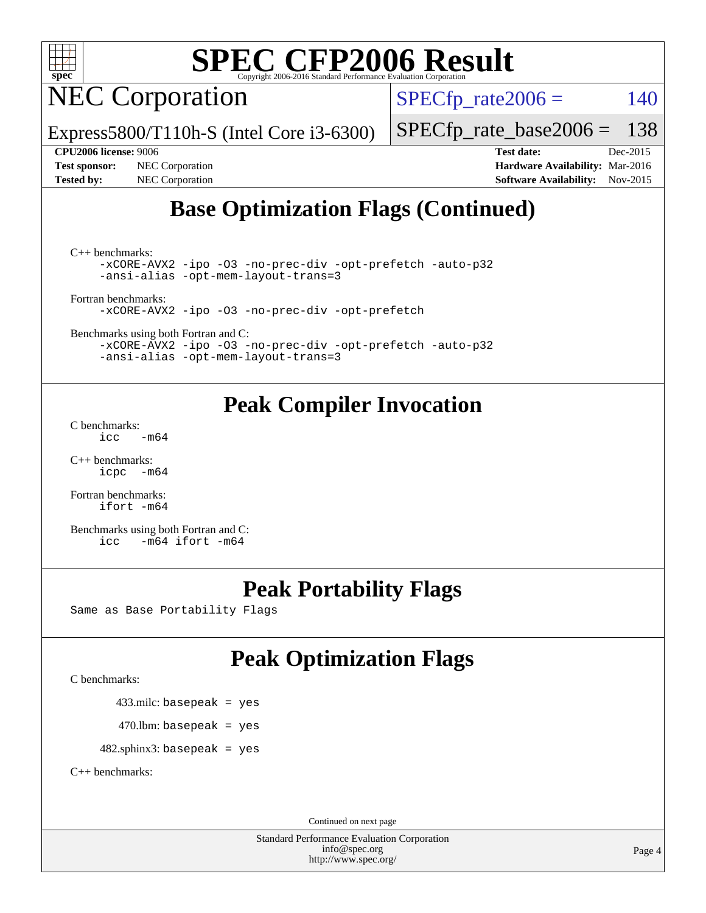## Base Optimization Flags (Continued)

C++ benchmarks:

```
-xCORE-AVX2 -ipo -O3 -no-prec-div -opt-prefetch -auto-p32
-ansi-alias -opt-mem-layout-trans=3
```

Fortran benchmarks:

```
-xCORE-AVX2 -ipo -O3 -no-prec-div -opt-prefetch
```

Benchmarks using both Fortran and C:

```
-xCORE-AVX2 -ipo -O3 -no-prec-div -opt-prefetch -auto-p32
-ansi-alias -opt-mem-layout-trans=3
```

## Peak Compiler Invocation

C benchmarks:

```
icc   -m64
```

C++ benchmarks:

```
icpc  -m64
```

Fortran benchmarks:

```
ifort -m64
```

Benchmarks using both Fortran and C:

```
icc   -m64 ifort -m64
```

## Peak Portability Flags

Same as Base Portability Flags

## Peak Optimization Flags

C benchmarks:

433.milc: basepeak = yes

470.lbm: basepeak = yes

482.sphinx3: basepeak = yes

C++ benchmarks:

Continued on next page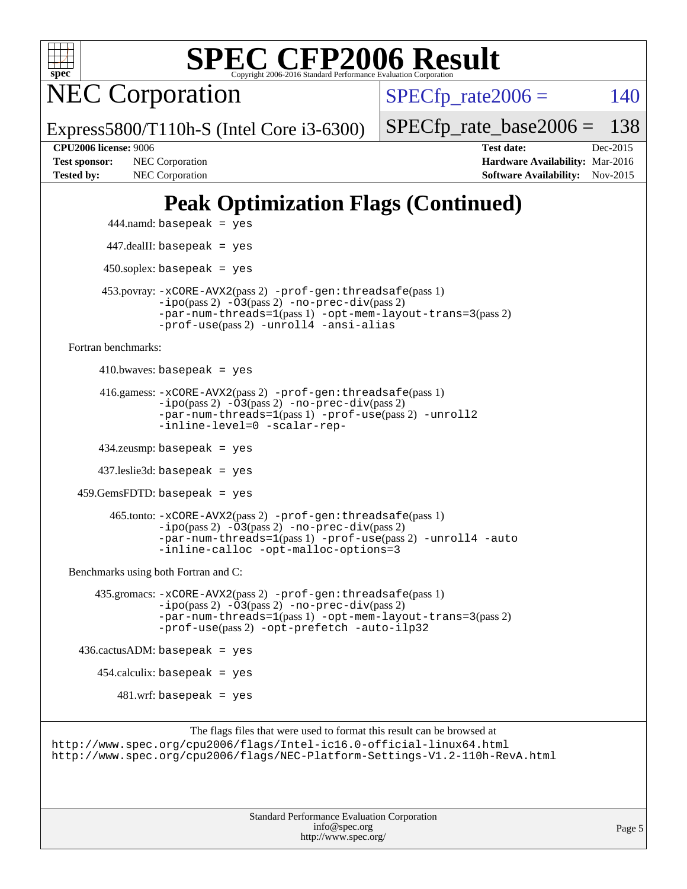# Peak Optimization Flags (Continued)

444.namd: `basepeak = yes`

447.dealII: `basepeak = yes`

450.soplex: `basepeak = yes`

453.povray: `-xCORE-AVX2`(pass 2) `-prof-gen:threadsafe`(pass 1) `-ipo`(pass 2) `-O3`(pass 2) `-no-prec-div`(pass 2) `-par-num-threads=1`(pass 1) `-opt-mem-layout-trans=3`(pass 2) `-prof-use`(pass 2) `-unroll4` `-ansi-alias`

Fortran benchmarks:

410.bwaves: `basepeak = yes`

416.gamess: `-xCORE-AVX2`(pass 2) `-prof-gen:threadsafe`(pass 1) `-ipo`(pass 2) `-O3`(pass 2) `-no-prec-div`(pass 2) `-par-num-threads=1`(pass 1) `-prof-use`(pass 2) `-unroll2` `-inline-level=0` `-scalar-rep-`

434.zeusmp: `basepeak = yes`

437.leslie3d: `basepeak = yes`

459.GemsFDTD: `basepeak = yes`

465.tonto: `-xCORE-AVX2`(pass 2) `-prof-gen:threadsafe`(pass 1) `-ipo`(pass 2) `-O3`(pass 2) `-no-prec-div`(pass 2) `-par-num-threads=1`(pass 1) `-prof-use`(pass 2) `-unroll4` `-auto` `-inline-calloc` `-opt-malloc-options=3`

Benchmarks using both Fortran and C:

435.gromacs: `-xCORE-AVX2`(pass 2) `-prof-gen:threadsafe`(pass 1) `-ipo`(pass 2) `-O3`(pass 2) `-no-prec-div`(pass 2) `-par-num-threads=1`(pass 1) `-opt-mem-layout-trans=3`(pass 2) `-prof-use`(pass 2) `-opt-prefetch` `-auto-ilp32`

436.cactusADM: `basepeak = yes`

454.calculix: `basepeak = yes`

481.wrf: `basepeak = yes`

The flags files that were used to format this result can be browsed at
http://www.spec.org/cpu2006/flags/Intel-ic16.0-official-linux64.html
http://www.spec.org/cpu2006/flags/NEC-Platform-Settings-V1.2-110h-RevA.html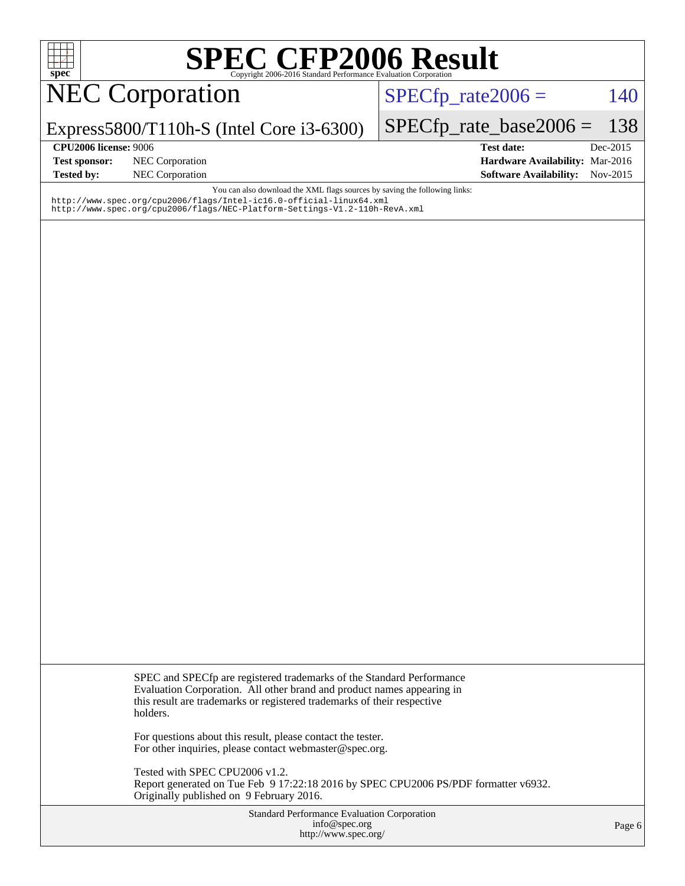# SPEC CFP2006 Result

Copyright 2006-2016 Standard Performance Evaluation Corporation

## NEC Corporation

Express5800/T110h-S (Intel Core i3-6300)

SPECfp_rate2006 = 140

SPECfp_rate_base2006 = 138

| | | | |
|---|---|---|---|
| **CPU2006 license:** 9006 | | **Test date:** | Dec-2015 |
| **Test sponsor:** | NEC Corporation | **Hardware Availability:** | Mar-2016 |
| **Tested by:** | NEC Corporation | **Software Availability:** | Nov-2015 |

You can also download the XML flags sources by saving the following links:

```
http://www.spec.org/cpu2006/flags/Intel-ic16.0-official-linux64.xml
http://www.spec.org/cpu2006/flags/NEC-Platform-Settings-V1.2-110h-RevA.xml
```

SPEC and SPECfp are registered trademarks of the Standard Performance Evaluation Corporation. All other brand and product names appearing in this result are trademarks or registered trademarks of their respective holders.

For questions about this result, please contact the tester.
For other inquiries, please contact webmaster@spec.org.

Tested with SPEC CPU2006 v1.2.
Report generated on Tue Feb 9 17:22:18 2016 by SPEC CPU2006 PS/PDF formatter v6932.
Originally published on 9 February 2016.

Standard Performance Evaluation Corporation
info@spec.org
http://www.spec.org/